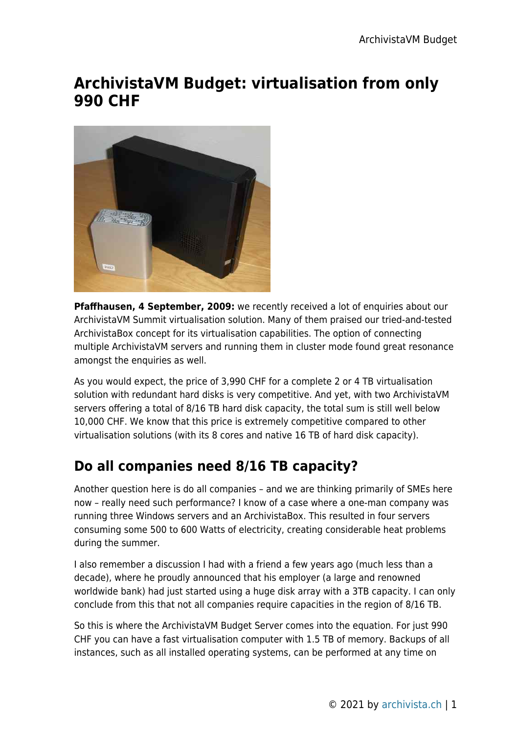# ArchivistaVM Budget: virtualisation from only 990 CHF

**Pfaffhausen, 4 September, 2009:** we recently received a lot of enquiries about our ArchivistaVM Summit virtualisation solution. Many of them praised our tried-and-tested ArchivistaBox concept for its virtualisation capabilities. The option of connecting multiple ArchivistaVM servers and running them in cluster mode found great resonance amongst the enquiries as well.

As you would expect, the price of 3,990 CHF for a complete 2 or 4 TB virtualisation solution with redundant hard disks is very competitive. And yet, with two ArchivistaVM servers offering a total of 8/16 TB hard disk capacity, the total sum is still well below 10,000 CHF. We know that this price is extremely competitive compared to other virtualisation solutions (with its 8 cores and native 16 TB of hard disk capacity).

## Do all companies need 8/16 TB capacity?

Another question here is do all companies – and we are thinking primarily of SMEs here now – really need such performance? I know of a case where a one-man company was running three Windows servers and an ArchivistaBox. This resulted in four servers consuming some 500 to 600 Watts of electricity, creating considerable heat problems during the summer.

I also remember a discussion I had with a friend a few years ago (much less than a decade), where he proudly announced that his employer (a large and renowned worldwide bank) had just started using a huge disk array with a 3TB capacity. I can only conclude from this that not all companies require capacities in the region of 8/16 TB.

So this is where the ArchivistaVM Budget Server comes into the equation. For just 990 CHF you can have a fast virtualisation computer with 1.5 TB of memory. Backups of all instances, such as all installed operating systems, can be performed at any time on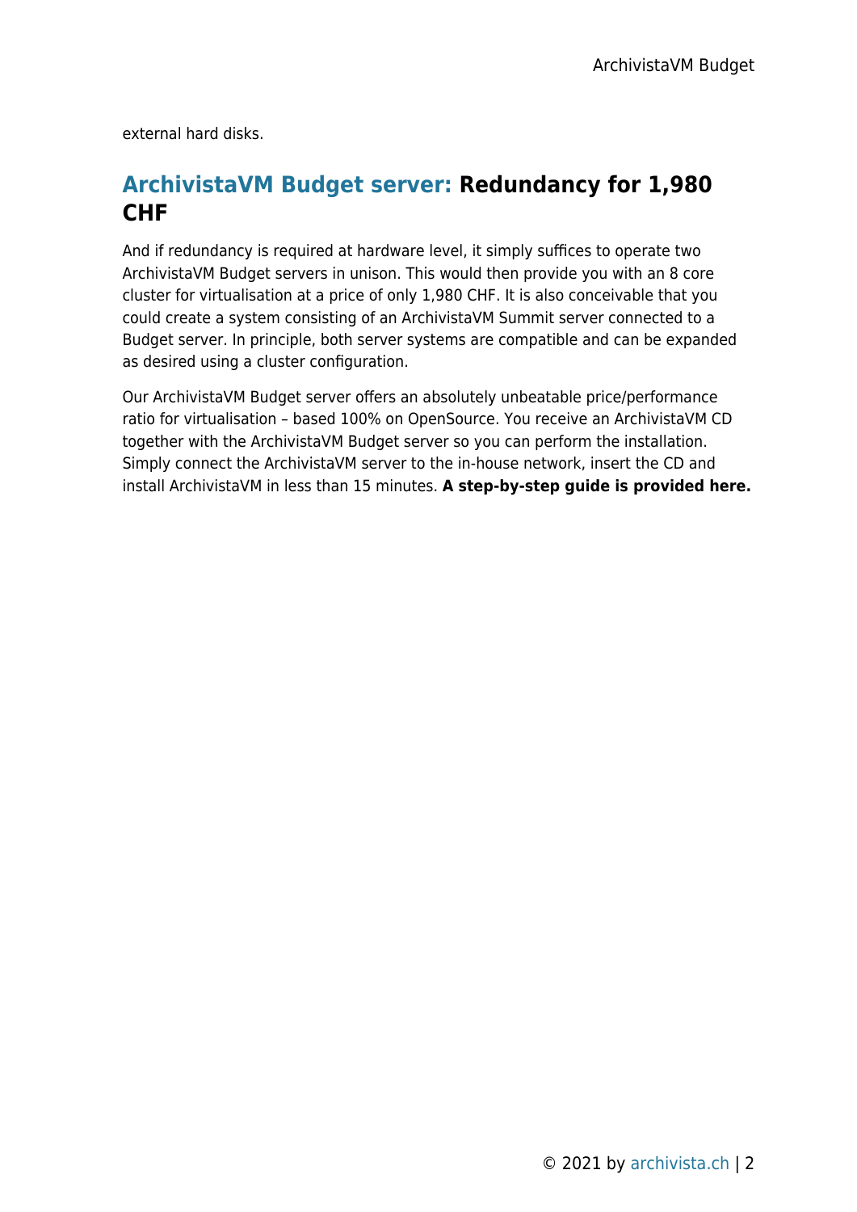external hard disks.

## ArchivistaVM Budget server: **Redundancy for 1,980 CHF**

And if redundancy is required at hardware level, it simply suffices to operate two ArchivistaVM Budget servers in unison. This would then provide you with an 8 core cluster for virtualisation at a price of only 1,980 CHF. It is also conceivable that you could create a system consisting of an ArchivistaVM Summit server connected to a Budget server. In principle, both server systems are compatible and can be expanded as desired using a cluster configuration.

Our ArchivistaVM Budget server offers an absolutely unbeatable price/performance ratio for virtualisation – based 100% on OpenSource. You receive an ArchivistaVM CD together with the ArchivistaVM Budget server so you can perform the installation. Simply connect the ArchivistaVM server to the in-house network, insert the CD and install ArchivistaVM in less than 15 minutes. **A step-by-step guide is provided here.**